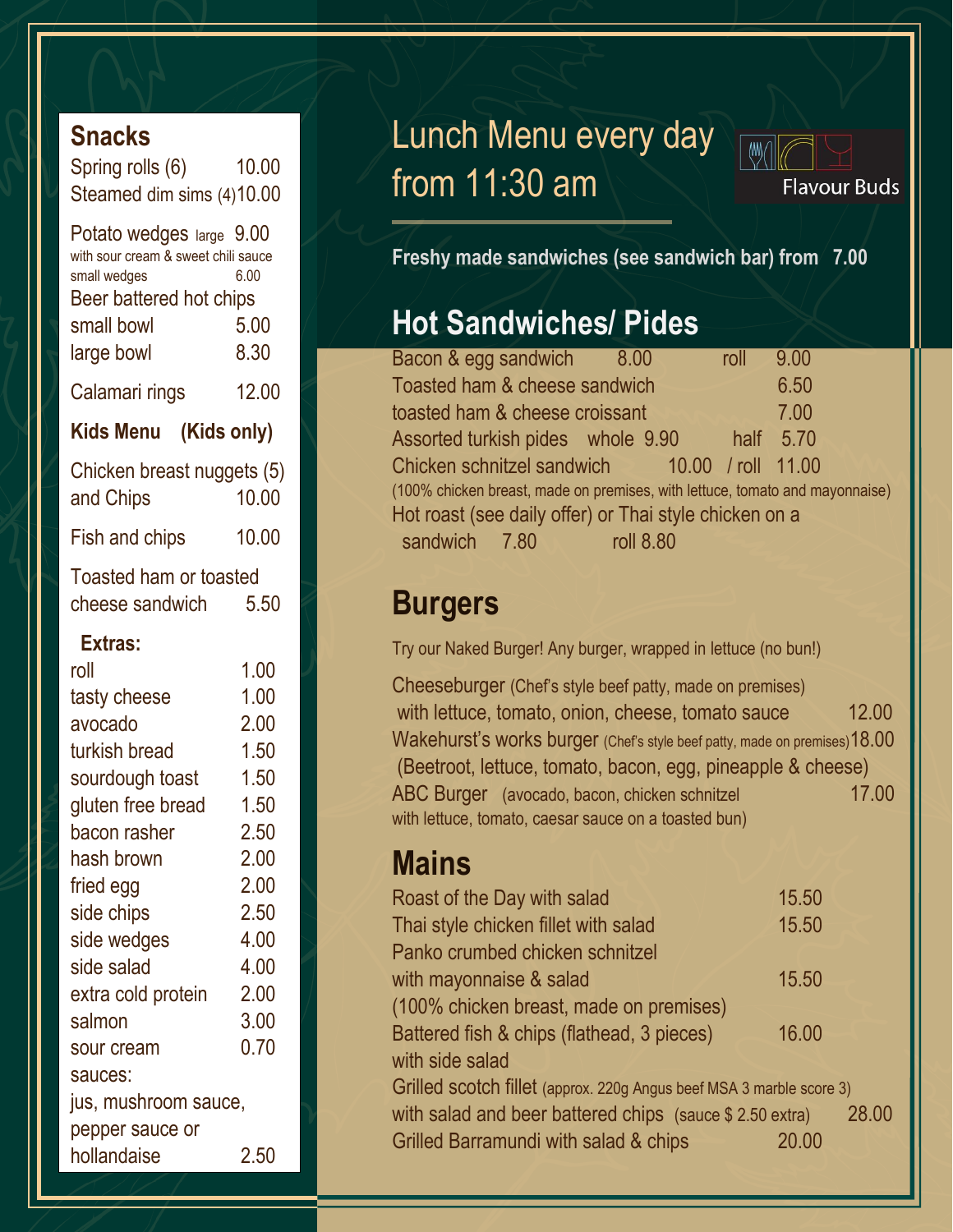# Lunch Menu every day from 11:30 am

Flavour Buds

**Freshy made sandwiches (see sandwich bar) from 7.00**

## Hot Sandwiches/ Pides

| Item | | | |
|---|---|---|---|
| Bacon & egg sandwich | 8.00 | roll | 9.00 |
| Toasted ham & cheese sandwich | | | 6.50 |
| toasted ham & cheese croissant | | | 7.00 |
| Assorted turkish pides | whole 9.90 | half | 5.70 |
| Chicken schnitzel sandwich | 10.00 | / roll | 11.00 |

(100% chicken breast, made on premises, with lettuce, tomato and mayonnaise)

Hot roast (see daily offer) or Thai style chicken on a sandwich 7.80 roll 8.80

## Burgers

Try our Naked Burger! Any burger, wrapped in lettuce (no bun!)

Cheeseburger (Chef's style beef patty, made on premises) with lettuce, tomato, onion, cheese, tomato sauce 12.00

Wakehurst's works burger (Chef's style beef patty, made on premises) 18.00 (Beetroot, lettuce, tomato, bacon, egg, pineapple & cheese)

ABC Burger (avocado, bacon, chicken schnitzel with lettuce, tomato, caesar sauce on a toasted bun) 17.00

## Mains

| Item | Price |
|---|---|
| Roast of the Day with salad | 15.50 |
| Thai style chicken fillet with salad | 15.50 |
| Panko crumbed chicken schnitzel with mayonnaise & salad (100% chicken breast, made on premises) | 15.50 |
| Battered fish & chips (flathead, 3 pieces) with side salad | 16.00 |
| Grilled scotch fillet (approx. 220g Angus beef MSA 3 marble score 3) with salad and beer battered chips (sauce $ 2.50 extra) | 28.00 |
| Grilled Barramundi with salad & chips | 20.00 |

## Snacks

| Item | Price |
|---|---|
| Spring rolls (6) | 10.00 |
| Steamed dim sims (4) | 10.00 |
| Potato wedges large (with sour cream & sweet chili sauce) | 9.00 |
| small wedges | 6.00 |
| Beer battered hot chips small bowl | 5.00 |
| large bowl | 8.30 |
| Calamari rings | 12.00 |

## Kids Menu (Kids only)

| Item | Price |
|---|---|
| Chicken breast nuggets (5) and Chips | 10.00 |
| Fish and chips | 10.00 |
| Toasted ham or toasted cheese sandwich | 5.50 |

### Extras:

| Item | Price |
|---|---|
| roll | 1.00 |
| tasty cheese | 1.00 |
| avocado | 2.00 |
| turkish bread | 1.50 |
| sourdough toast | 1.50 |
| gluten free bread | 1.50 |
| bacon rasher | 2.50 |
| hash brown | 2.00 |
| fried egg | 2.00 |
| side chips | 2.50 |
| side wedges | 4.00 |
| side salad | 4.00 |
| extra cold protein | 2.00 |
| salmon | 3.00 |
| sour cream | 0.70 |
| sauces: jus, mushroom sauce, pepper sauce or hollandaise | 2.50 |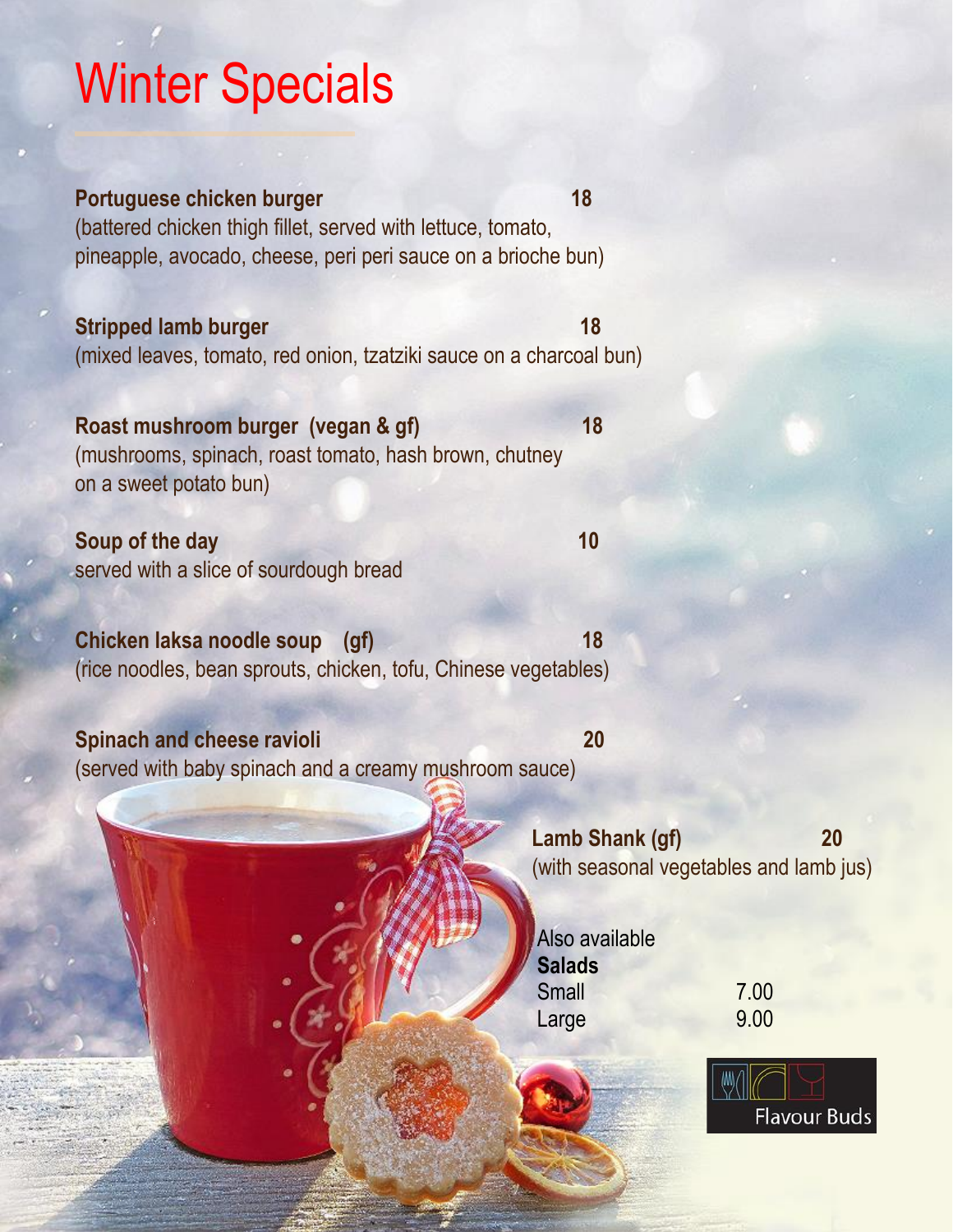# Winter Specials

**Portuguese chicken burger** **18**
(battered chicken thigh fillet, served with lettuce, tomato, pineapple, avocado, cheese, peri peri sauce on a brioche bun)

**Stripped lamb burger** **18**
(mixed leaves, tomato, red onion, tzatziki sauce on a charcoal bun)

**Roast mushroom burger (vegan & gf)** **18**
(mushrooms, spinach, roast tomato, hash brown, chutney on a sweet potato bun)

**Soup of the day** **10**
served with a slice of sourdough bread

**Chicken laksa noodle soup (gf)** **18**
(rice noodles, bean sprouts, chicken, tofu, Chinese vegetables)

**Spinach and cheese ravioli** **20**
(served with baby spinach and a creamy mushroom sauce)

**Lamb Shank (gf)** **20**
(with seasonal vegetables and lamb jus)

Also available
**Salads**

| | |
|---|---|
| Small | 7.00 |
| Large | 9.00 |

Flavour Buds